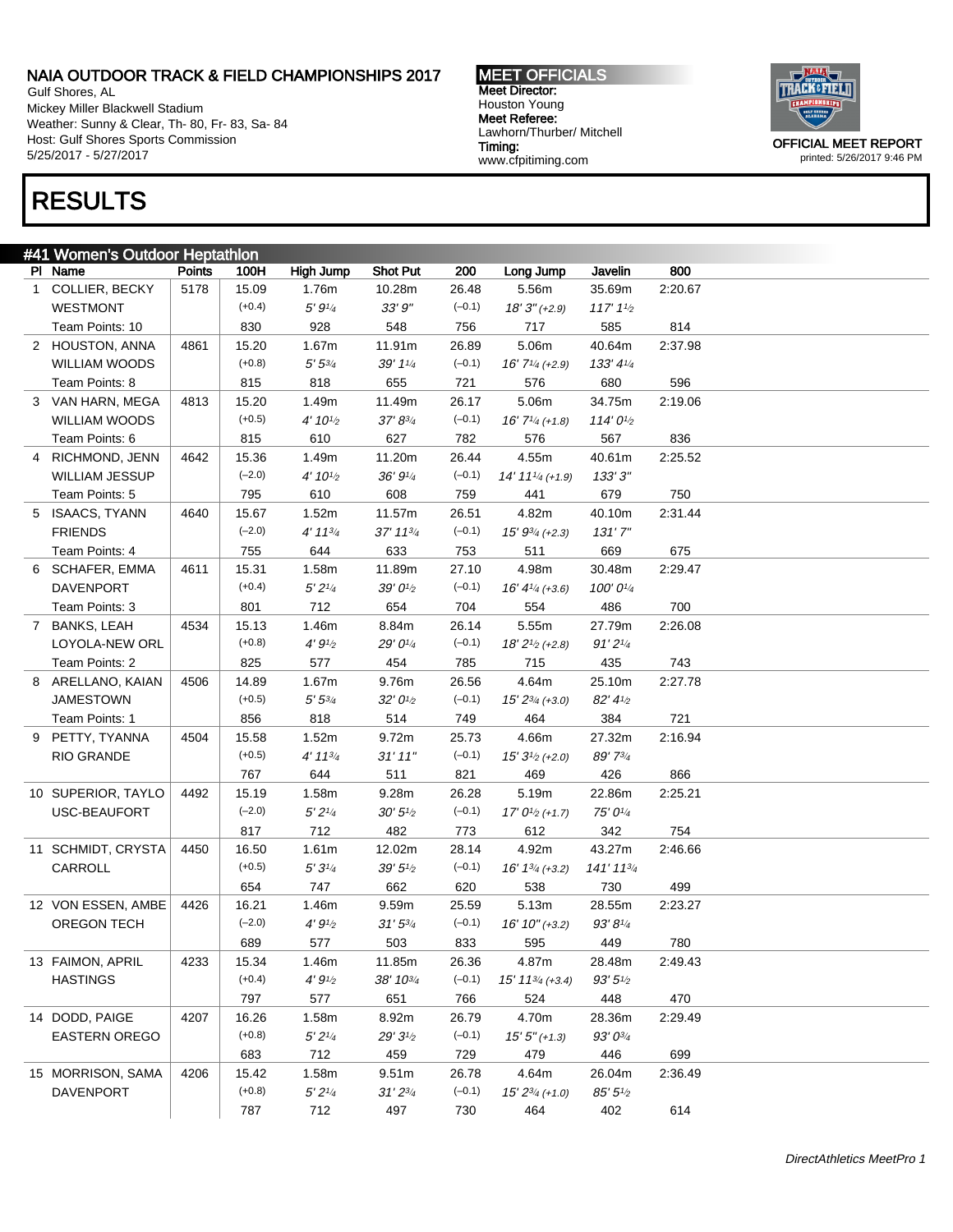# NAIA OUTDOOR TRACK & FIELD CHAMPIONSHIPS 2017

Gulf Shores, AL
Mickey Miller Blackwell Stadium
Weather: Sunny & Clear, Th- 80, Fr- 83, Sa- 84
Host: Gulf Shores Sports Commission
5/25/2017 - 5/27/2017

**MEET OFFICIALS**
**Meet Director:**
Houston Young
**Meet Referee:**
Lawhorn/Thurber/ Mitchell
**Timing:**
www.cfpitiming.com

OFFICIAL MEET REPORT
printed: 5/26/2017 9:46 PM

# RESULTS

## #41 Women's Outdoor Heptathlon

| Pl | Name | Points | 100H | High Jump | Shot Put | 200 | Long Jump | Javelin | 800 |
|---|---|---|---|---|---|---|---|---|---|
| 1 | COLLIER, BECKY | 5178 | 15.09 | 1.76m | 10.28m | 26.48 | 5.56m | 35.69m | 2:20.67 |
| | WESTMONT | | (+0.4) | *5' 9¼* | *33' 9"* | (–0.1) | *18' 3" (+2.9)* | *117' 1½* | |
| | Team Points: 10 | | 830 | 928 | 548 | 756 | 717 | 585 | 814 |
| 2 | HOUSTON, ANNA | 4861 | 15.20 | 1.67m | 11.91m | 26.89 | 5.06m | 40.64m | 2:37.98 |
| | WILLIAM WOODS | | (+0.8) | *5' 5¾* | *39' 1¼* | (–0.1) | *16' 7¼ (+2.9)* | *133' 4¼* | |
| | Team Points: 8 | | 815 | 818 | 655 | 721 | 576 | 680 | 596 |
| 3 | VAN HARN, MEGA | 4813 | 15.20 | 1.49m | 11.49m | 26.17 | 5.06m | 34.75m | 2:19.06 |
| | WILLIAM WOODS | | (+0.5) | *4' 10½* | *37' 8¾* | (–0.1) | *16' 7¼ (+1.8)* | *114' 0½* | |
| | Team Points: 6 | | 815 | 610 | 627 | 782 | 576 | 567 | 836 |
| 4 | RICHMOND, JENN | 4642 | 15.36 | 1.49m | 11.20m | 26.44 | 4.55m | 40.61m | 2:25.52 |
| | WILLIAM JESSUP | | (–2.0) | *4' 10½* | *36' 9¼* | (–0.1) | *14' 11¼ (+1.9)* | *133' 3"* | |
| | Team Points: 5 | | 795 | 610 | 608 | 759 | 441 | 679 | 750 |
| 5 | ISAACS, TYANN | 4640 | 15.67 | 1.52m | 11.57m | 26.51 | 4.82m | 40.10m | 2:31.44 |
| | FRIENDS | | (–2.0) | *4' 11¾* | *37' 11¾* | (–0.1) | *15' 9¾ (+2.3)* | *131' 7"* | |
| | Team Points: 4 | | 755 | 644 | 633 | 753 | 511 | 669 | 675 |
| 6 | SCHAFER, EMMA | 4611 | 15.31 | 1.58m | 11.89m | 27.10 | 4.98m | 30.48m | 2:29.47 |
| | DAVENPORT | | (+0.4) | *5' 2¼* | *39' 0½* | (–0.1) | *16' 4¼ (+3.6)* | *100' 0¼* | |
| | Team Points: 3 | | 801 | 712 | 654 | 704 | 554 | 486 | 700 |
| 7 | BANKS, LEAH | 4534 | 15.13 | 1.46m | 8.84m | 26.14 | 5.55m | 27.79m | 2:26.08 |
| | LOYOLA-NEW ORL | | (+0.8) | *4' 9½* | *29' 0¼* | (–0.1) | *18' 2½ (+2.8)* | *91' 2¼* | |
| | Team Points: 2 | | 825 | 577 | 454 | 785 | 715 | 435 | 743 |
| 8 | ARELLANO, KAIAN | 4506 | 14.89 | 1.67m | 9.76m | 26.56 | 4.64m | 25.10m | 2:27.78 |
| | JAMESTOWN | | (+0.5) | *5' 5¾* | *32' 0½* | (–0.1) | *15' 2¾ (+3.0)* | *82' 4½* | |
| | Team Points: 1 | | 856 | 818 | 514 | 749 | 464 | 384 | 721 |
| 9 | PETTY, TYANNA | 4504 | 15.58 | 1.52m | 9.72m | 25.73 | 4.66m | 27.32m | 2:16.94 |
| | RIO GRANDE | | (+0.5) | *4' 11¾* | *31' 11"* | (–0.1) | *15' 3½ (+2.0)* | *89' 7¾* | |
| | | | 767 | 644 | 511 | 821 | 469 | 426 | 866 |
| 10 | SUPERIOR, TAYLO | 4492 | 15.19 | 1.58m | 9.28m | 26.28 | 5.19m | 22.86m | 2:25.21 |
| | USC-BEAUFORT | | (–2.0) | *5' 2¼* | *30' 5½* | (–0.1) | *17' 0½ (+1.7)* | *75' 0¼* | |
| | | | 817 | 712 | 482 | 773 | 612 | 342 | 754 |
| 11 | SCHMIDT, CRYSTA | 4450 | 16.50 | 1.61m | 12.02m | 28.14 | 4.92m | 43.27m | 2:46.66 |
| | CARROLL | | (+0.5) | *5' 3¼* | *39' 5½* | (–0.1) | *16' 1¾ (+3.2)* | *141' 11¾* | |
| | | | 654 | 747 | 662 | 620 | 538 | 730 | 499 |
| 12 | VON ESSEN, AMBE | 4426 | 16.21 | 1.46m | 9.59m | 25.59 | 5.13m | 28.55m | 2:23.27 |
| | OREGON TECH | | (–2.0) | *4' 9½* | *31' 5¾* | (–0.1) | *16' 10" (+3.2)* | *93' 8¼* | |
| | | | 689 | 577 | 503 | 833 | 595 | 449 | 780 |
| 13 | FAIMON, APRIL | 4233 | 15.34 | 1.46m | 11.85m | 26.36 | 4.87m | 28.48m | 2:49.43 |
| | HASTINGS | | (+0.4) | *4' 9½* | *38' 10¾* | (–0.1) | *15' 11¾ (+3.4)* | *93' 5½* | |
| | | | 797 | 577 | 651 | 766 | 524 | 448 | 470 |
| 14 | DODD, PAIGE | 4207 | 16.26 | 1.58m | 8.92m | 26.79 | 4.70m | 28.36m | 2:29.49 |
| | EASTERN OREGO | | (+0.8) | *5' 2¼* | *29' 3½* | (–0.1) | *15' 5" (+1.3)* | *93' 0¾* | |
| | | | 683 | 712 | 459 | 729 | 479 | 446 | 699 |
| 15 | MORRISON, SAMA | 4206 | 15.42 | 1.58m | 9.51m | 26.78 | 4.64m | 26.04m | 2:36.49 |
| | DAVENPORT | | (+0.8) | *5' 2¼* | *31' 2¾* | (–0.1) | *15' 2¾ (+1.0)* | *85' 5½* | |
| | | | 787 | 712 | 497 | 730 | 464 | 402 | 614 |

*DirectAthletics MeetPro 1*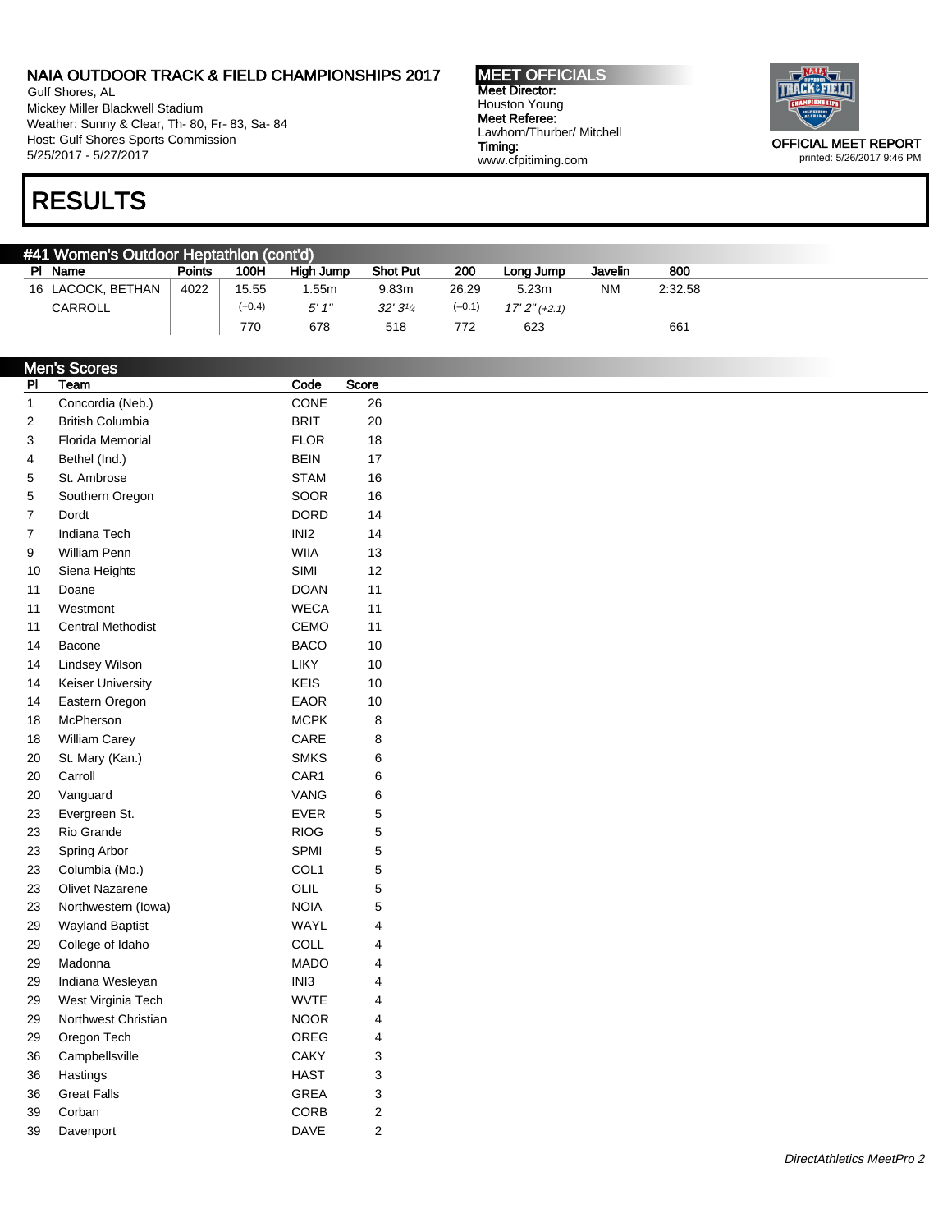NAIA OUTDOOR TRACK & FIELD CHAMPIONSHIPS 2017
Gulf Shores, AL
Mickey Miller Blackwell Stadium
Weather: Sunny & Clear, Th- 80, Fr- 83, Sa- 84
Host: Gulf Shores Sports Commission
5/25/2017 - 5/27/2017

MEET OFFICIALS
Meet Director:
Houston Young
Meet Referee:
Lawhorn/Thurber/ Mitchell
Timing:
www.cfpitiming.com

OFFICIAL MEET REPORT
printed: 5/26/2017 9:46 PM

# RESULTS

## #41 Women's Outdoor Heptathlon (cont'd)

| Pl | Name | Points | 100H | High Jump | Shot Put | 200 | Long Jump | Javelin | 800 |
|---|---|---|---|---|---|---|---|---|---|
| 16 | LACOCK, BETHAN | 4022 | 15.55 | 1.55m | 9.83m | 26.29 | 5.23m | NM | 2:32.58 |
| | CARROLL | | (+0.4) | *5' 1"* | *32' 3¼* | (–0.1) | *17' 2" (+2.1)* | | |
| | | | 770 | 678 | 518 | 772 | 623 | | 661 |

## Men's Scores

| Pl | Team | Code | Score |
|---|---|---|---|
| 1 | Concordia (Neb.) | CONE | 26 |
| 2 | British Columbia | BRIT | 20 |
| 3 | Florida Memorial | FLOR | 18 |
| 4 | Bethel (Ind.) | BEIN | 17 |
| 5 | St. Ambrose | STAM | 16 |
| 5 | Southern Oregon | SOOR | 16 |
| 7 | Dordt | DORD | 14 |
| 7 | Indiana Tech | INI2 | 14 |
| 9 | William Penn | WIIA | 13 |
| 10 | Siena Heights | SIMI | 12 |
| 11 | Doane | DOAN | 11 |
| 11 | Westmont | WECA | 11 |
| 11 | Central Methodist | CEMO | 11 |
| 14 | Bacone | BACO | 10 |
| 14 | Lindsey Wilson | LIKY | 10 |
| 14 | Keiser University | KEIS | 10 |
| 14 | Eastern Oregon | EAOR | 10 |
| 18 | McPherson | MCPK | 8 |
| 18 | William Carey | CARE | 8 |
| 20 | St. Mary (Kan.) | SMKS | 6 |
| 20 | Carroll | CAR1 | 6 |
| 20 | Vanguard | VANG | 6 |
| 23 | Evergreen St. | EVER | 5 |
| 23 | Rio Grande | RIOG | 5 |
| 23 | Spring Arbor | SPMI | 5 |
| 23 | Columbia (Mo.) | COL1 | 5 |
| 23 | Olivet Nazarene | OLIL | 5 |
| 23 | Northwestern (Iowa) | NOIA | 5 |
| 29 | Wayland Baptist | WAYL | 4 |
| 29 | College of Idaho | COLL | 4 |
| 29 | Madonna | MADO | 4 |
| 29 | Indiana Wesleyan | INI3 | 4 |
| 29 | West Virginia Tech | WVTE | 4 |
| 29 | Northwest Christian | NOOR | 4 |
| 29 | Oregon Tech | OREG | 4 |
| 36 | Campbellsville | CAKY | 3 |
| 36 | Hastings | HAST | 3 |
| 36 | Great Falls | GREA | 3 |
| 39 | Corban | CORB | 2 |
| 39 | Davenport | DAVE | 2 |

*DirectAthletics MeetPro 2*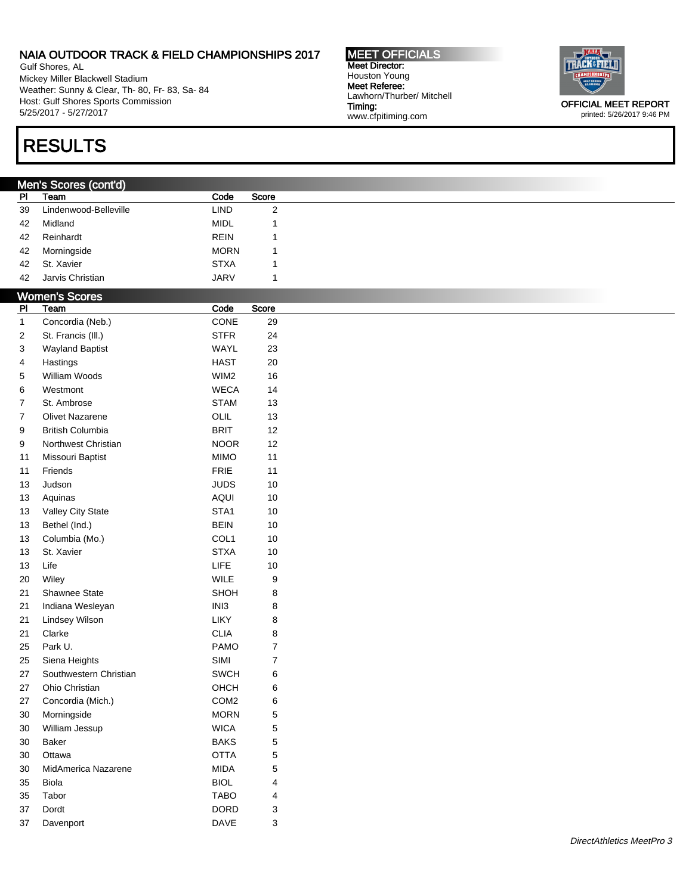# NAIA OUTDOOR TRACK & FIELD CHAMPIONSHIPS 2017

Gulf Shores, AL
Mickey Miller Blackwell Stadium
Weather: Sunny & Clear, Th- 80, Fr- 83, Sa- 84
Host: Gulf Shores Sports Commission
5/25/2017 - 5/27/2017

**MEET OFFICIALS**
**Meet Director:** Houston Young
**Meet Referee:** Lawhorn/Thurber/ Mitchell
**Timing:** www.cfpitiming.com

**OFFICIAL MEET REPORT**
printed: 5/26/2017 9:46 PM

# RESULTS

## Men's Scores (cont'd)

| Pl | Team | Code | Score |
|---|---|---|---|
| 39 | Lindenwood-Belleville | LIND | 2 |
| 42 | Midland | MIDL | 1 |
| 42 | Reinhardt | REIN | 1 |
| 42 | Morningside | MORN | 1 |
| 42 | St. Xavier | STXA | 1 |
| 42 | Jarvis Christian | JARV | 1 |

## Women's Scores

| Pl | Team | Code | Score |
|---|---|---|---|
| 1 | Concordia (Neb.) | CONE | 29 |
| 2 | St. Francis (Ill.) | STFR | 24 |
| 3 | Wayland Baptist | WAYL | 23 |
| 4 | Hastings | HAST | 20 |
| 5 | William Woods | WIM2 | 16 |
| 6 | Westmont | WECA | 14 |
| 7 | St. Ambrose | STAM | 13 |
| 7 | Olivet Nazarene | OLIL | 13 |
| 9 | British Columbia | BRIT | 12 |
| 9 | Northwest Christian | NOOR | 12 |
| 11 | Missouri Baptist | MIMO | 11 |
| 11 | Friends | FRIE | 11 |
| 13 | Judson | JUDS | 10 |
| 13 | Aquinas | AQUI | 10 |
| 13 | Valley City State | STA1 | 10 |
| 13 | Bethel (Ind.) | BEIN | 10 |
| 13 | Columbia (Mo.) | COL1 | 10 |
| 13 | St. Xavier | STXA | 10 |
| 13 | Life | LIFE | 10 |
| 20 | Wiley | WILE | 9 |
| 21 | Shawnee State | SHOH | 8 |
| 21 | Indiana Wesleyan | INI3 | 8 |
| 21 | Lindsey Wilson | LIKY | 8 |
| 21 | Clarke | CLIA | 8 |
| 25 | Park U. | PAMO | 7 |
| 25 | Siena Heights | SIMI | 7 |
| 27 | Southwestern Christian | SWCH | 6 |
| 27 | Ohio Christian | OHCH | 6 |
| 27 | Concordia (Mich.) | COM2 | 6 |
| 30 | Morningside | MORN | 5 |
| 30 | William Jessup | WICA | 5 |
| 30 | Baker | BAKS | 5 |
| 30 | Ottawa | OTTA | 5 |
| 30 | MidAmerica Nazarene | MIDA | 5 |
| 35 | Biola | BIOL | 4 |
| 35 | Tabor | TABO | 4 |
| 37 | Dordt | DORD | 3 |
| 37 | Davenport | DAVE | 3 |

*DirectAthletics MeetPro 3*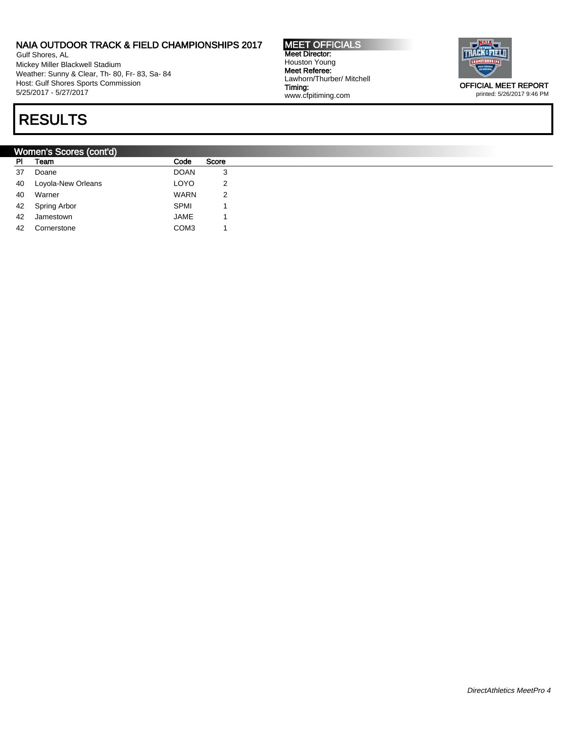NAIA OUTDOOR TRACK & FIELD CHAMPIONSHIPS 2017
Gulf Shores, AL
Mickey Miller Blackwell Stadium
Weather: Sunny & Clear, Th- 80, Fr- 83, Sa- 84
Host: Gulf Shores Sports Commission
5/25/2017 - 5/27/2017

**MEET OFFICIALS**
**Meet Director:**
Houston Young
**Meet Referee:**
Lawhorn/Thurber/ Mitchell
**Timing:**
www.cfpitiming.com

**OFFICIAL MEET REPORT**
printed: 5/26/2017 9:46 PM

# RESULTS

## Women's Scores (cont'd)

| Pl | Team | Code | Score |
|---|---|---|---|
| 37 | Doane | DOAN | 3 |
| 40 | Loyola-New Orleans | LOYO | 2 |
| 40 | Warner | WARN | 2 |
| 42 | Spring Arbor | SPMI | 1 |
| 42 | Jamestown | JAME | 1 |
| 42 | Cornerstone | COM3 | 1 |

*DirectAthletics MeetPro 4*